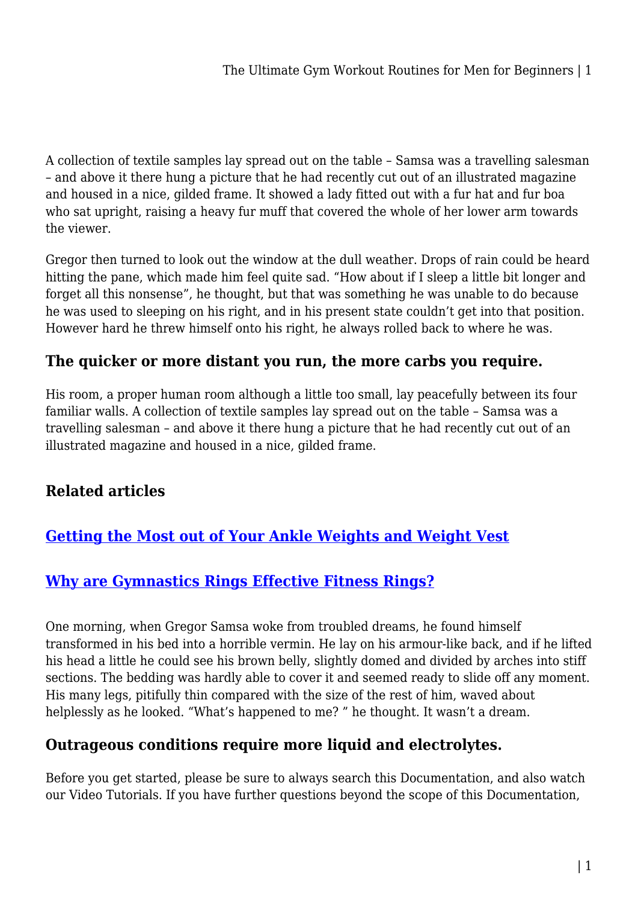A collection of textile samples lay spread out on the table – Samsa was a travelling salesman – and above it there hung a picture that he had recently cut out of an illustrated magazine and housed in a nice, gilded frame. It showed a lady fitted out with a fur hat and fur boa who sat upright, raising a heavy fur muff that covered the whole of her lower arm towards the viewer.

Gregor then turned to look out the window at the dull weather. Drops of rain could be heard hitting the pane, which made him feel quite sad. “How about if I sleep a little bit longer and forget all this nonsense”, he thought, but that was something he was unable to do because he was used to sleeping on his right, and in his present state couldn’t get into that position. However hard he threw himself onto his right, he always rolled back to where he was.

### The quicker or more distant you run, the more carbs you require.

His room, a proper human room although a little too small, lay peacefully between its four familiar walls. A collection of textile samples lay spread out on the table – Samsa was a travelling salesman – and above it there hung a picture that he had recently cut out of an illustrated magazine and housed in a nice, gilded frame.

### Related articles

### [Getting the Most out of Your Ankle Weights and Weight Vest]()

### [Why are Gymnastics Rings Effective Fitness Rings?]()

One morning, when Gregor Samsa woke from troubled dreams, he found himself transformed in his bed into a horrible vermin. He lay on his armour-like back, and if he lifted his head a little he could see his brown belly, slightly domed and divided by arches into stiff sections. The bedding was hardly able to cover it and seemed ready to slide off any moment. His many legs, pitifully thin compared with the size of the rest of him, waved about helplessly as he looked. “What’s happened to me? ” he thought. It wasn’t a dream.

### Outrageous conditions require more liquid and electrolytes.

Before you get started, please be sure to always search this Documentation, and also watch our Video Tutorials. If you have further questions beyond the scope of this Documentation,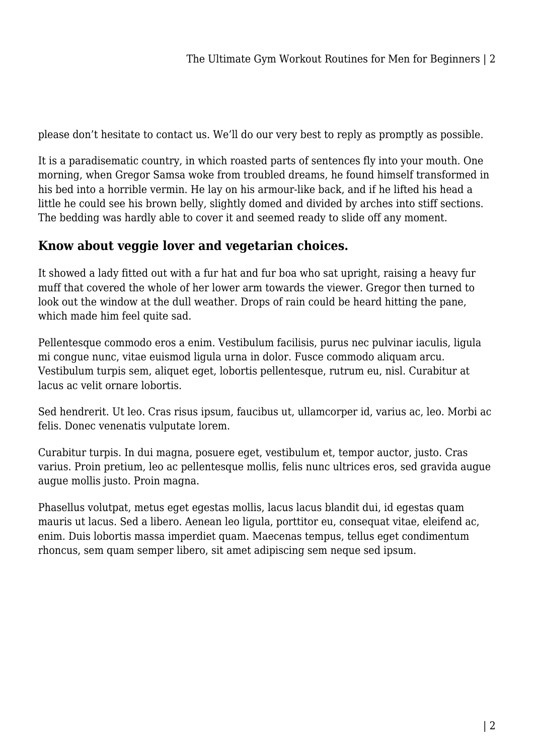please don’t hesitate to contact us. We’ll do our very best to reply as promptly as possible.

It is a paradisematic country, in which roasted parts of sentences fly into your mouth. One morning, when Gregor Samsa woke from troubled dreams, he found himself transformed in his bed into a horrible vermin. He lay on his armour-like back, and if he lifted his head a little he could see his brown belly, slightly domed and divided by arches into stiff sections. The bedding was hardly able to cover it and seemed ready to slide off any moment.

## Know about veggie lover and vegetarian choices.

It showed a lady fitted out with a fur hat and fur boa who sat upright, raising a heavy fur muff that covered the whole of her lower arm towards the viewer. Gregor then turned to look out the window at the dull weather. Drops of rain could be heard hitting the pane, which made him feel quite sad.

Pellentesque commodo eros a enim. Vestibulum facilisis, purus nec pulvinar iaculis, ligula mi congue nunc, vitae euismod ligula urna in dolor. Fusce commodo aliquam arcu. Vestibulum turpis sem, aliquet eget, lobortis pellentesque, rutrum eu, nisl. Curabitur at lacus ac velit ornare lobortis.

Sed hendrerit. Ut leo. Cras risus ipsum, faucibus ut, ullamcorper id, varius ac, leo. Morbi ac felis. Donec venenatis vulputate lorem.

Curabitur turpis. In dui magna, posuere eget, vestibulum et, tempor auctor, justo. Cras varius. Proin pretium, leo ac pellentesque mollis, felis nunc ultrices eros, sed gravida augue augue mollis justo. Proin magna.

Phasellus volutpat, metus eget egestas mollis, lacus lacus blandit dui, id egestas quam mauris ut lacus. Sed a libero. Aenean leo ligula, porttitor eu, consequat vitae, eleifend ac, enim. Duis lobortis massa imperdiet quam. Maecenas tempus, tellus eget condimentum rhoncus, sem quam semper libero, sit amet adipiscing sem neque sed ipsum.